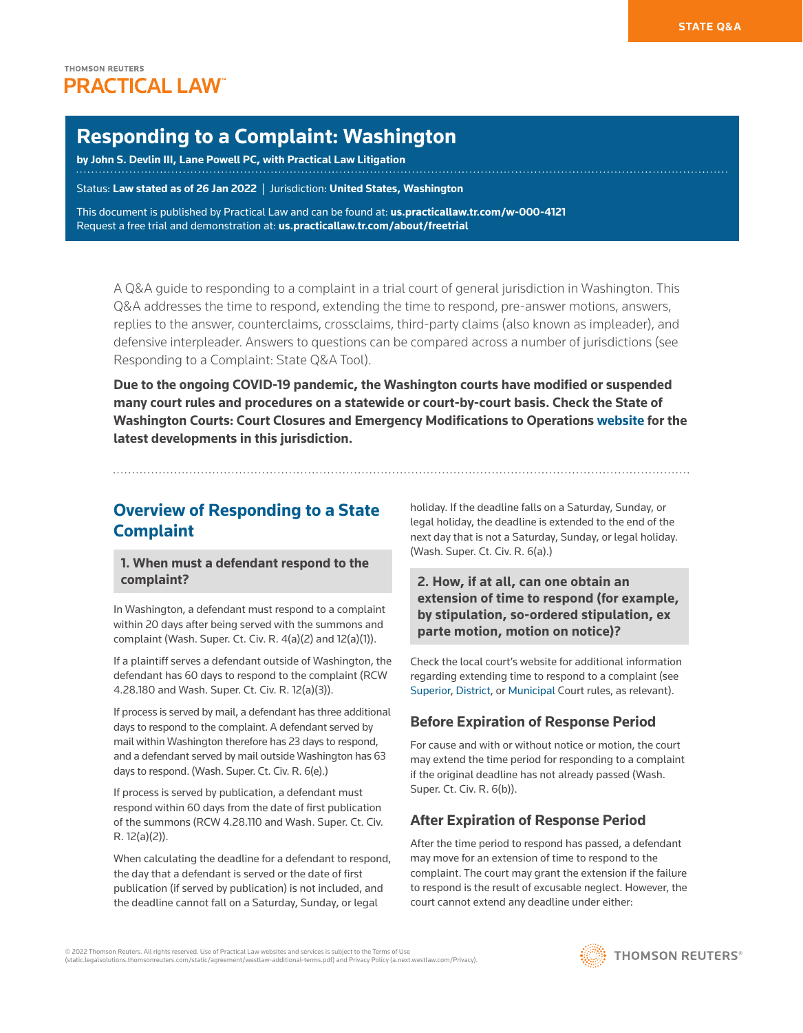STATE Q&A

THOMSON REUTERS

PRACTICAL LAW

# Responding to a Complaint: Washington

**by John S. Devlin III, Lane Powell PC, with Practical Law Litigation**

Status: **Law stated as of 26 Jan 2022** | Jurisdiction: **United States, Washington**

This document is published by Practical Law and can be found at: **us.practicallaw.tr.com/w-000-4121**
Request a free trial and demonstration at: **us.practicallaw.tr.com/about/freetrial**

A Q&A guide to responding to a complaint in a trial court of general jurisdiction in Washington. This Q&A addresses the time to respond, extending the time to respond, pre-answer motions, answers, replies to the answer, counterclaims, crossclaims, third-party claims (also known as impleader), and defensive interpleader. Answers to questions can be compared across a number of jurisdictions (see Responding to a Complaint: State Q&A Tool).

**Due to the ongoing COVID-19 pandemic, the Washington courts have modified or suspended many court rules and procedures on a statewide or court-by-court basis. Check the State of Washington Courts: Court Closures and Emergency Modifications to Operations website for the latest developments in this jurisdiction.**

## Overview of Responding to a State Complaint

### 1. When must a defendant respond to the complaint?

In Washington, a defendant must respond to a complaint within 20 days after being served with the summons and complaint (Wash. Super. Ct. Civ. R. 4(a)(2) and 12(a)(1)).

If a plaintiff serves a defendant outside of Washington, the defendant has 60 days to respond to the complaint (RCW 4.28.180 and Wash. Super. Ct. Civ. R. 12(a)(3)).

If process is served by mail, a defendant has three additional days to respond to the complaint. A defendant served by mail within Washington therefore has 23 days to respond, and a defendant served by mail outside Washington has 63 days to respond. (Wash. Super. Ct. Civ. R. 6(e).)

If process is served by publication, a defendant must respond within 60 days from the date of first publication of the summons (RCW 4.28.110 and Wash. Super. Ct. Civ. R. 12(a)(2)).

When calculating the deadline for a defendant to respond, the day that a defendant is served or the date of first publication (if served by publication) is not included, and the deadline cannot fall on a Saturday, Sunday, or legal holiday. If the deadline falls on a Saturday, Sunday, or legal holiday, the deadline is extended to the end of the next day that is not a Saturday, Sunday, or legal holiday. (Wash. Super. Ct. Civ. R. 6(a).)

### 2. How, if at all, can one obtain an extension of time to respond (for example, by stipulation, so-ordered stipulation, ex parte motion, motion on notice)?

Check the local court's website for additional information regarding extending time to respond to a complaint (see Superior, District, or Municipal Court rules, as relevant).

#### Before Expiration of Response Period

For cause and with or without notice or motion, the court may extend the time period for responding to a complaint if the original deadline has not already passed (Wash. Super. Ct. Civ. R. 6(b)).

#### After Expiration of Response Period

After the time period to respond has passed, a defendant may move for an extension of time to respond to the complaint. The court may grant the extension if the failure to respond is the result of excusable neglect. However, the court cannot extend any deadline under either: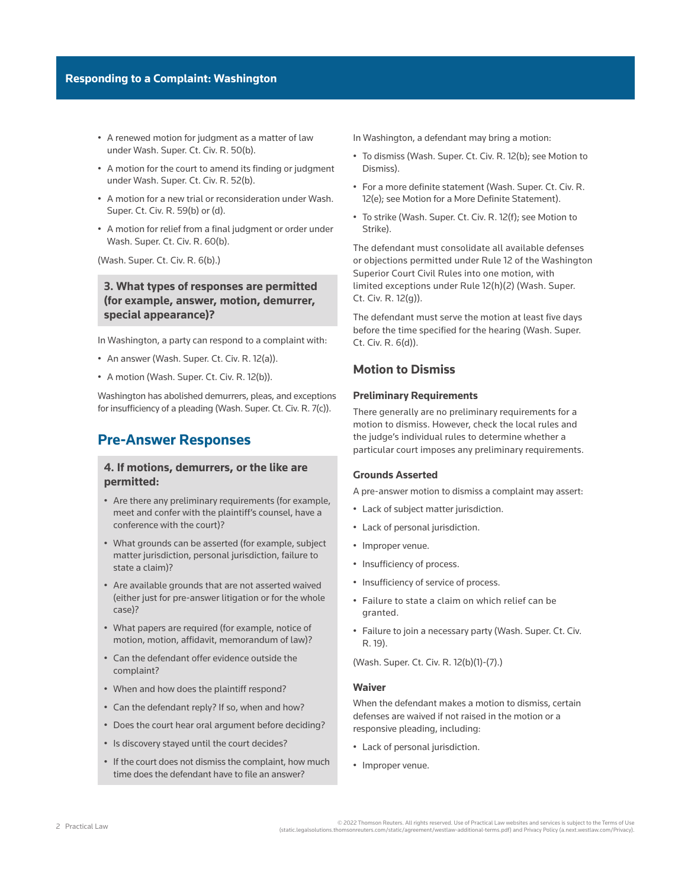- A renewed motion for judgment as a matter of law under Wash. Super. Ct. Civ. R. 50(b).
- A motion for the court to amend its finding or judgment under Wash. Super. Ct. Civ. R. 52(b).
- A motion for a new trial or reconsideration under Wash. Super. Ct. Civ. R. 59(b) or (d).
- A motion for relief from a final judgment or order under Wash. Super. Ct. Civ. R. 60(b).

(Wash. Super. Ct. Civ. R. 6(b).)

### 3. What types of responses are permitted (for example, answer, motion, demurrer, special appearance)?

In Washington, a party can respond to a complaint with:

- An answer (Wash. Super. Ct. Civ. R. 12(a)).
- A motion (Wash. Super. Ct. Civ. R. 12(b)).

Washington has abolished demurrers, pleas, and exceptions for insufficiency of a pleading (Wash. Super. Ct. Civ. R. 7(c)).

## Pre-Answer Responses

### 4. If motions, demurrers, or the like are permitted:

- Are there any preliminary requirements (for example, meet and confer with the plaintiff's counsel, have a conference with the court)?
- What grounds can be asserted (for example, subject matter jurisdiction, personal jurisdiction, failure to state a claim)?
- Are available grounds that are not asserted waived (either just for pre-answer litigation or for the whole case)?
- What papers are required (for example, notice of motion, motion, affidavit, memorandum of law)?
- Can the defendant offer evidence outside the complaint?
- When and how does the plaintiff respond?
- Can the defendant reply? If so, when and how?
- Does the court hear oral argument before deciding?
- Is discovery stayed until the court decides?
- If the court does not dismiss the complaint, how much time does the defendant have to file an answer?

In Washington, a defendant may bring a motion:

- To dismiss (Wash. Super. Ct. Civ. R. 12(b); see Motion to Dismiss).
- For a more definite statement (Wash. Super. Ct. Civ. R. 12(e); see Motion for a More Definite Statement).
- To strike (Wash. Super. Ct. Civ. R. 12(f); see Motion to Strike).

The defendant must consolidate all available defenses or objections permitted under Rule 12 of the Washington Superior Court Civil Rules into one motion, with limited exceptions under Rule 12(h)(2) (Wash. Super. Ct. Civ. R. 12(g)).

The defendant must serve the motion at least five days before the time specified for the hearing (Wash. Super. Ct. Civ. R. 6(d)).

### Motion to Dismiss

#### Preliminary Requirements

There generally are no preliminary requirements for a motion to dismiss. However, check the local rules and the judge's individual rules to determine whether a particular court imposes any preliminary requirements.

#### Grounds Asserted

A pre-answer motion to dismiss a complaint may assert:

- Lack of subject matter jurisdiction.
- Lack of personal jurisdiction.
- Improper venue.
- Insufficiency of process.
- Insufficiency of service of process.
- Failure to state a claim on which relief can be granted.
- Failure to join a necessary party (Wash. Super. Ct. Civ. R. 19).

(Wash. Super. Ct. Civ. R. 12(b)(1)-(7).)

#### Waiver

When the defendant makes a motion to dismiss, certain defenses are waived if not raised in the motion or a responsive pleading, including:

- Lack of personal jurisdiction.
- Improper venue.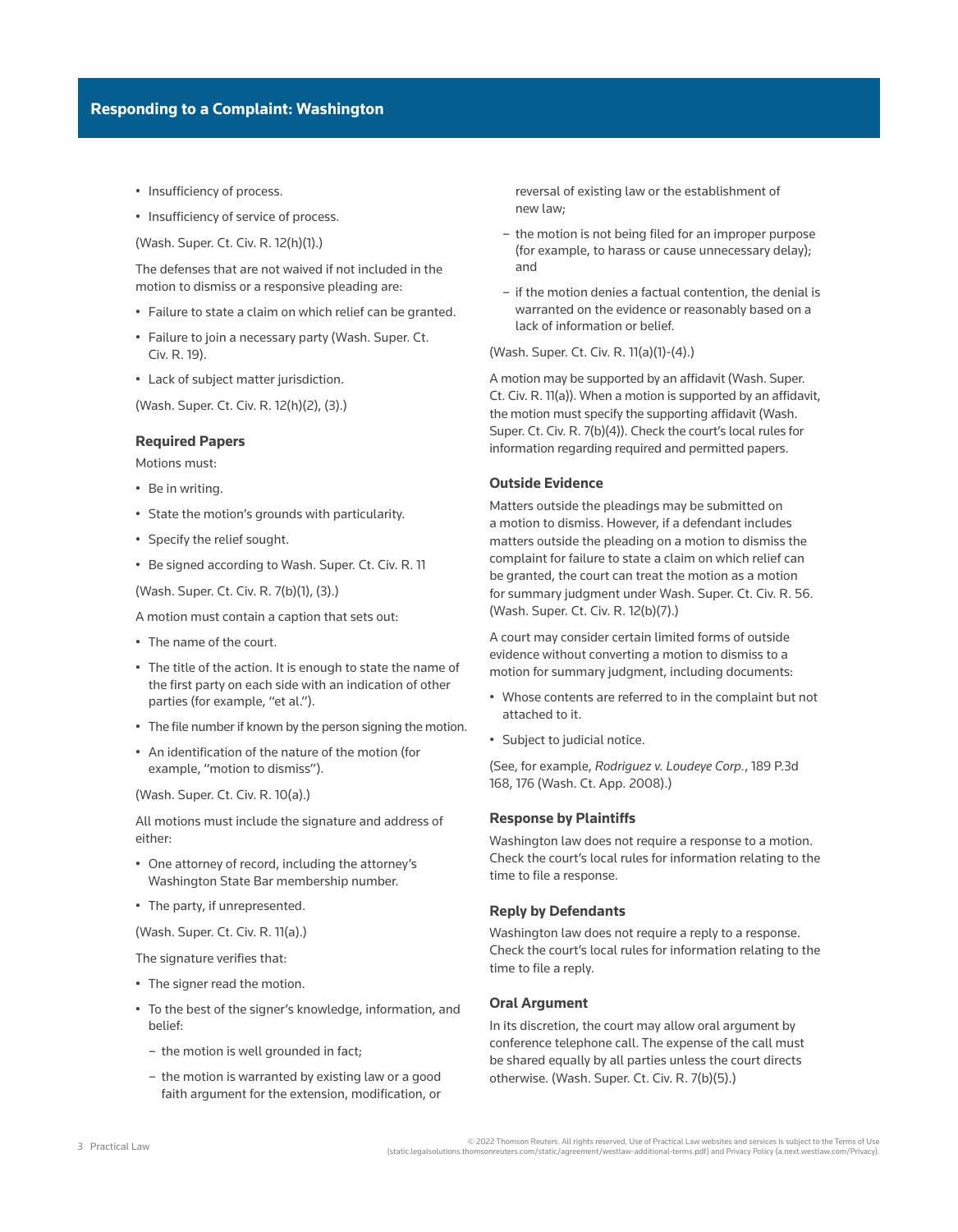- Insufficiency of process.
- Insufficiency of service of process.

(Wash. Super. Ct. Civ. R. 12(h)(1).)

The defenses that are not waived if not included in the motion to dismiss or a responsive pleading are:

- Failure to state a claim on which relief can be granted.
- Failure to join a necessary party (Wash. Super. Ct. Civ. R. 19).
- Lack of subject matter jurisdiction.

(Wash. Super. Ct. Civ. R. 12(h)(2), (3).)

### Required Papers

Motions must:

- Be in writing.
- State the motion's grounds with particularity.
- Specify the relief sought.
- Be signed according to Wash. Super. Ct. Civ. R. 11

(Wash. Super. Ct. Civ. R. 7(b)(1), (3).)

A motion must contain a caption that sets out:

- The name of the court.
- The title of the action. It is enough to state the name of the first party on each side with an indication of other parties (for example, "et al.").
- The file number if known by the person signing the motion.
- An identification of the nature of the motion (for example, "motion to dismiss").

(Wash. Super. Ct. Civ. R. 10(a).)

All motions must include the signature and address of either:

- One attorney of record, including the attorney's Washington State Bar membership number.
- The party, if unrepresented.

(Wash. Super. Ct. Civ. R. 11(a).)

The signature verifies that:

- The signer read the motion.
- To the best of the signer's knowledge, information, and belief:
  - the motion is well grounded in fact;
  - the motion is warranted by existing law or a good faith argument for the extension, modification, or reversal of existing law or the establishment of new law;
  - the motion is not being filed for an improper purpose (for example, to harass or cause unnecessary delay); and
  - if the motion denies a factual contention, the denial is warranted on the evidence or reasonably based on a lack of information or belief.

(Wash. Super. Ct. Civ. R. 11(a)(1)-(4).)

A motion may be supported by an affidavit (Wash. Super. Ct. Civ. R. 11(a)). When a motion is supported by an affidavit, the motion must specify the supporting affidavit (Wash. Super. Ct. Civ. R. 7(b)(4)). Check the court's local rules for information regarding required and permitted papers.

### Outside Evidence

Matters outside the pleadings may be submitted on a motion to dismiss. However, if a defendant includes matters outside the pleading on a motion to dismiss the complaint for failure to state a claim on which relief can be granted, the court can treat the motion as a motion for summary judgment under Wash. Super. Ct. Civ. R. 56. (Wash. Super. Ct. Civ. R. 12(b)(7).)

A court may consider certain limited forms of outside evidence without converting a motion to dismiss to a motion for summary judgment, including documents:

- Whose contents are referred to in the complaint but not attached to it.
- Subject to judicial notice.

(See, for example, *Rodriguez v. Loudeye Corp.*, 189 P.3d 168, 176 (Wash. Ct. App. 2008).)

### Response by Plaintiffs

Washington law does not require a response to a motion. Check the court's local rules for information relating to the time to file a response.

### Reply by Defendants

Washington law does not require a reply to a response. Check the court's local rules for information relating to the time to file a reply.

### Oral Argument

In its discretion, the court may allow oral argument by conference telephone call. The expense of the call must be shared equally by all parties unless the court directs otherwise. (Wash. Super. Ct. Civ. R. 7(b)(5).)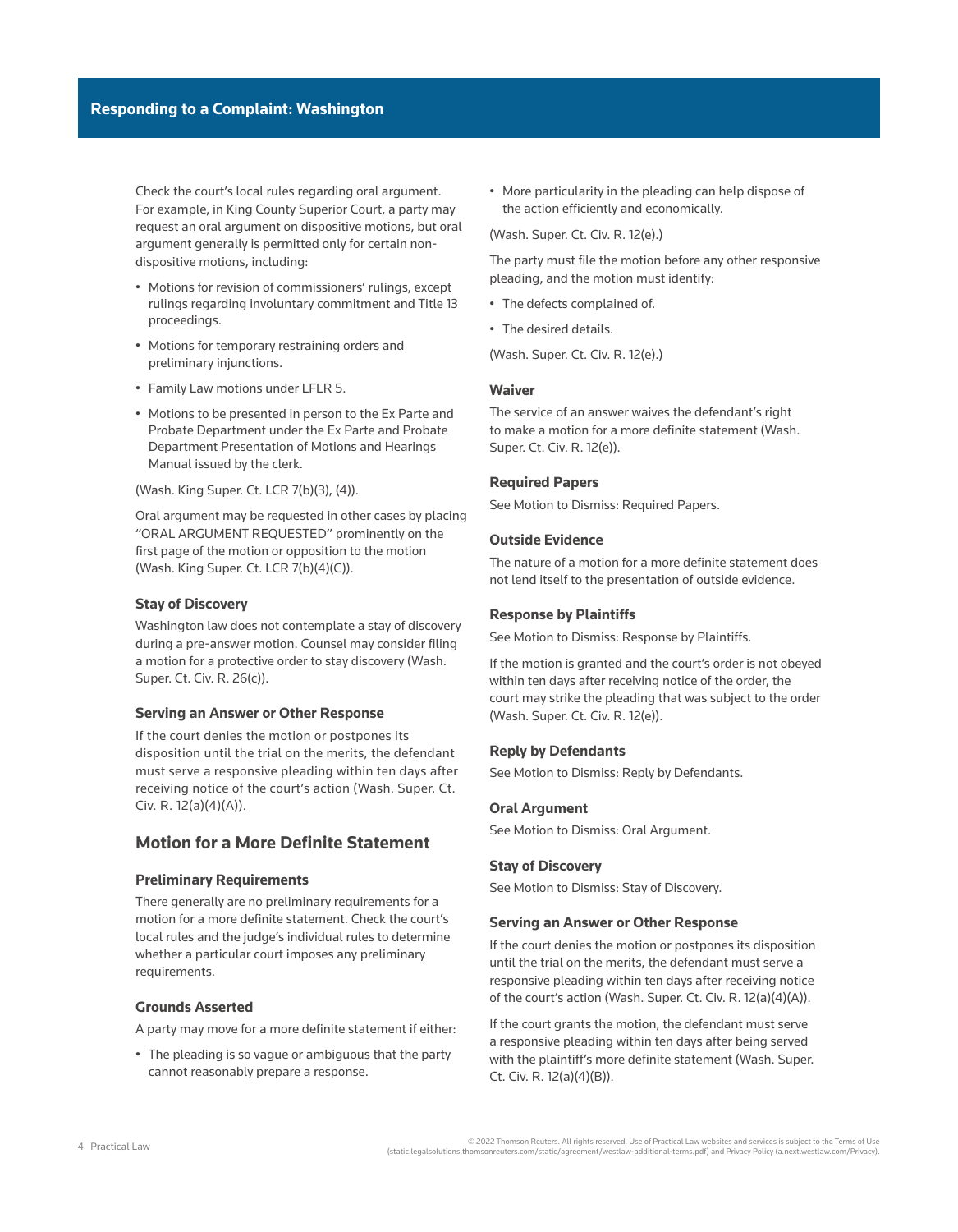Check the court's local rules regarding oral argument. For example, in King County Superior Court, a party may request an oral argument on dispositive motions, but oral argument generally is permitted only for certain non-dispositive motions, including:

- Motions for revision of commissioners' rulings, except rulings regarding involuntary commitment and Title 13 proceedings.
- Motions for temporary restraining orders and preliminary injunctions.
- Family Law motions under LFLR 5.
- Motions to be presented in person to the Ex Parte and Probate Department under the Ex Parte and Probate Department Presentation of Motions and Hearings Manual issued by the clerk.

(Wash. King Super. Ct. LCR 7(b)(3), (4)).

Oral argument may be requested in other cases by placing "ORAL ARGUMENT REQUESTED" prominently on the first page of the motion or opposition to the motion (Wash. King Super. Ct. LCR 7(b)(4)(C)).

### Stay of Discovery

Washington law does not contemplate a stay of discovery during a pre-answer motion. Counsel may consider filing a motion for a protective order to stay discovery (Wash. Super. Ct. Civ. R. 26(c)).

### Serving an Answer or Other Response

If the court denies the motion or postpones its disposition until the trial on the merits, the defendant must serve a responsive pleading within ten days after receiving notice of the court's action (Wash. Super. Ct. Civ. R. 12(a)(4)(A)).

## Motion for a More Definite Statement

### Preliminary Requirements

There generally are no preliminary requirements for a motion for a more definite statement. Check the court's local rules and the judge's individual rules to determine whether a particular court imposes any preliminary requirements.

### Grounds Asserted

A party may move for a more definite statement if either:

- The pleading is so vague or ambiguous that the party cannot reasonably prepare a response.
- More particularity in the pleading can help dispose of the action efficiently and economically.

(Wash. Super. Ct. Civ. R. 12(e).)

The party must file the motion before any other responsive pleading, and the motion must identify:

- The defects complained of.
- The desired details.

(Wash. Super. Ct. Civ. R. 12(e).)

### Waiver

The service of an answer waives the defendant's right to make a motion for a more definite statement (Wash. Super. Ct. Civ. R. 12(e)).

### Required Papers

See Motion to Dismiss: Required Papers.

### Outside Evidence

The nature of a motion for a more definite statement does not lend itself to the presentation of outside evidence.

### Response by Plaintiffs

See Motion to Dismiss: Response by Plaintiffs.

If the motion is granted and the court's order is not obeyed within ten days after receiving notice of the order, the court may strike the pleading that was subject to the order (Wash. Super. Ct. Civ. R. 12(e)).

### Reply by Defendants

See Motion to Dismiss: Reply by Defendants.

### Oral Argument

See Motion to Dismiss: Oral Argument.

### Stay of Discovery

See Motion to Dismiss: Stay of Discovery.

### Serving an Answer or Other Response

If the court denies the motion or postpones its disposition until the trial on the merits, the defendant must serve a responsive pleading within ten days after receiving notice of the court's action (Wash. Super. Ct. Civ. R. 12(a)(4)(A)).

If the court grants the motion, the defendant must serve a responsive pleading within ten days after being served with the plaintiff's more definite statement (Wash. Super. Ct. Civ. R. 12(a)(4)(B)).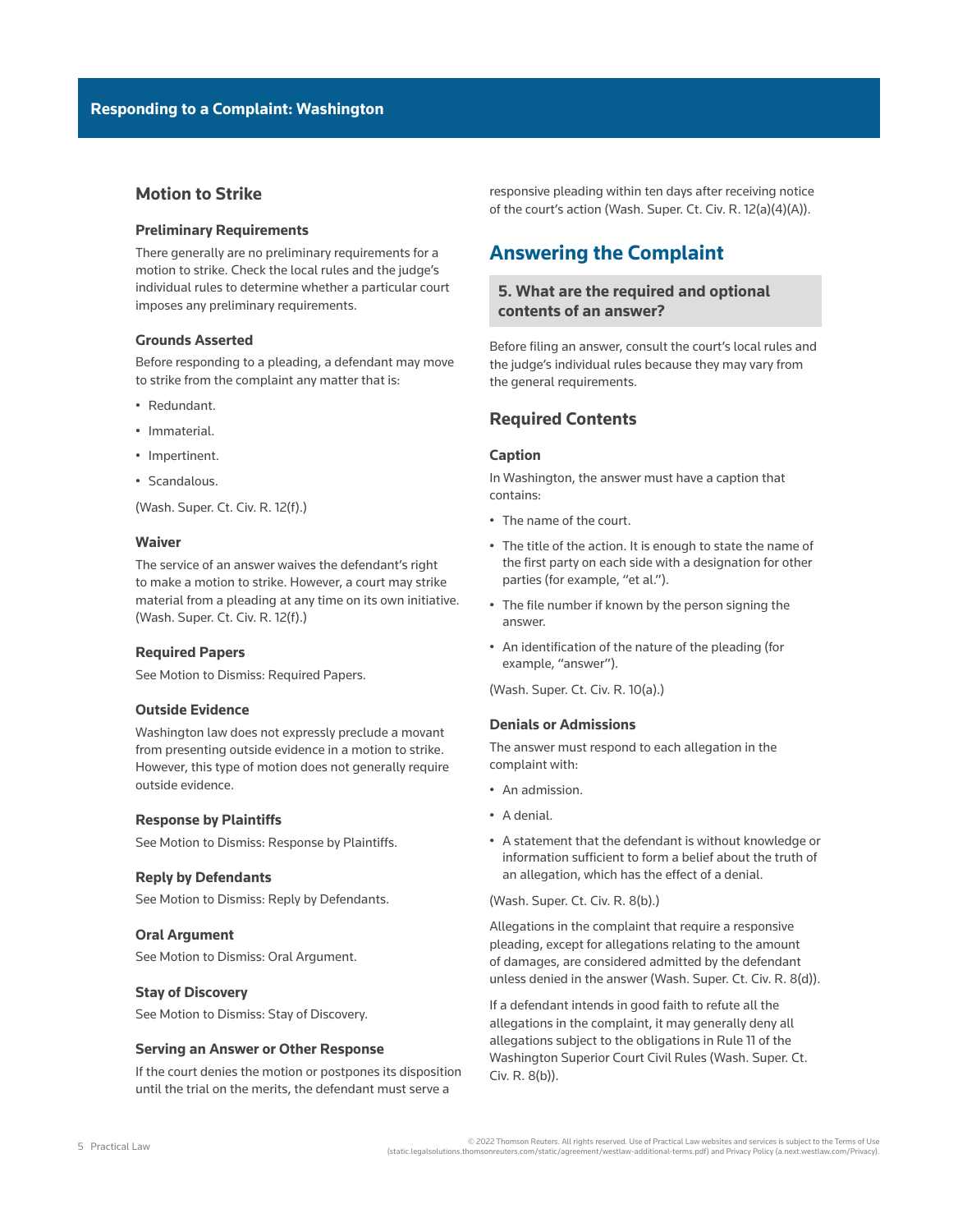### Motion to Strike

#### Preliminary Requirements

There generally are no preliminary requirements for a motion to strike. Check the local rules and the judge's individual rules to determine whether a particular court imposes any preliminary requirements.

#### Grounds Asserted

Before responding to a pleading, a defendant may move to strike from the complaint any matter that is:

- Redundant.
- Immaterial.
- Impertinent.
- Scandalous.

(Wash. Super. Ct. Civ. R. 12(f).)

#### Waiver

The service of an answer waives the defendant's right to make a motion to strike. However, a court may strike material from a pleading at any time on its own initiative. (Wash. Super. Ct. Civ. R. 12(f).)

#### Required Papers

See Motion to Dismiss: Required Papers.

#### Outside Evidence

Washington law does not expressly preclude a movant from presenting outside evidence in a motion to strike. However, this type of motion does not generally require outside evidence.

#### Response by Plaintiffs

See Motion to Dismiss: Response by Plaintiffs.

#### Reply by Defendants

See Motion to Dismiss: Reply by Defendants.

#### Oral Argument

See Motion to Dismiss: Oral Argument.

#### Stay of Discovery

See Motion to Dismiss: Stay of Discovery.

#### Serving an Answer or Other Response

If the court denies the motion or postpones its disposition until the trial on the merits, the defendant must serve a responsive pleading within ten days after receiving notice of the court's action (Wash. Super. Ct. Civ. R. 12(a)(4)(A)).

## Answering the Complaint

### 5. What are the required and optional contents of an answer?

Before filing an answer, consult the court's local rules and the judge's individual rules because they may vary from the general requirements.

### Required Contents

#### Caption

In Washington, the answer must have a caption that contains:

- The name of the court.
- The title of the action. It is enough to state the name of the first party on each side with a designation for other parties (for example, "et al.").
- The file number if known by the person signing the answer.
- An identification of the nature of the pleading (for example, "answer").

(Wash. Super. Ct. Civ. R. 10(a).)

#### Denials or Admissions

The answer must respond to each allegation in the complaint with:

- An admission.
- A denial.
- A statement that the defendant is without knowledge or information sufficient to form a belief about the truth of an allegation, which has the effect of a denial.

(Wash. Super. Ct. Civ. R. 8(b).)

Allegations in the complaint that require a responsive pleading, except for allegations relating to the amount of damages, are considered admitted by the defendant unless denied in the answer (Wash. Super. Ct. Civ. R. 8(d)).

If a defendant intends in good faith to refute all the allegations in the complaint, it may generally deny all allegations subject to the obligations in Rule 11 of the Washington Superior Court Civil Rules (Wash. Super. Ct. Civ. R. 8(b)).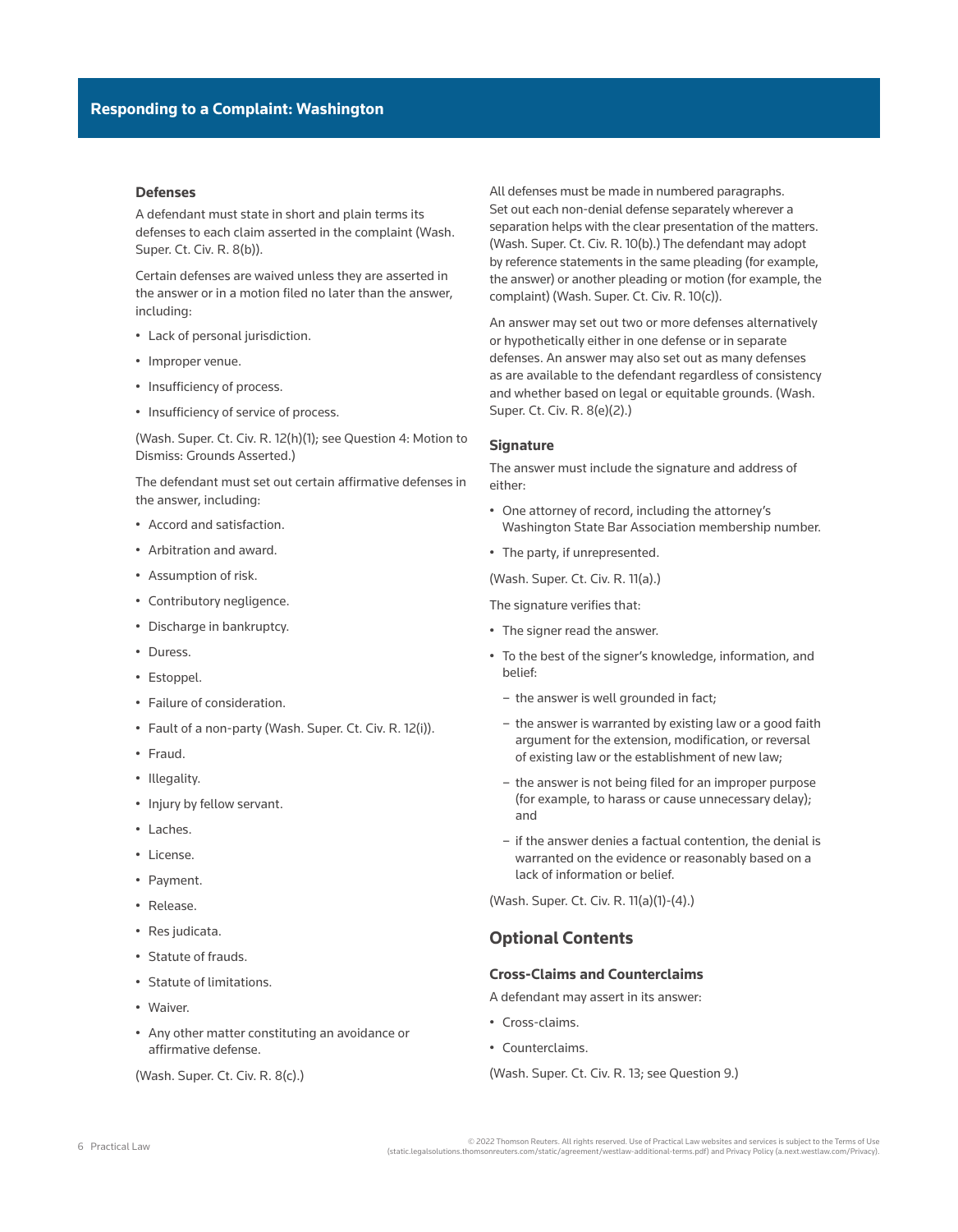### Defenses

A defendant must state in short and plain terms its defenses to each claim asserted in the complaint (Wash. Super. Ct. Civ. R. 8(b)).

Certain defenses are waived unless they are asserted in the answer or in a motion filed no later than the answer, including:

- Lack of personal jurisdiction.
- Improper venue.
- Insufficiency of process.
- Insufficiency of service of process.

(Wash. Super. Ct. Civ. R. 12(h)(1); see Question 4: Motion to Dismiss: Grounds Asserted.)

The defendant must set out certain affirmative defenses in the answer, including:

- Accord and satisfaction.
- Arbitration and award.
- Assumption of risk.
- Contributory negligence.
- Discharge in bankruptcy.
- Duress.
- Estoppel.
- Failure of consideration.
- Fault of a non-party (Wash. Super. Ct. Civ. R. 12(i)).
- Fraud.
- Illegality.
- Injury by fellow servant.
- Laches.
- License.
- Payment.
- Release.
- Res judicata.
- Statute of frauds.
- Statute of limitations.
- Waiver.
- Any other matter constituting an avoidance or affirmative defense.

(Wash. Super. Ct. Civ. R. 8(c).)

All defenses must be made in numbered paragraphs. Set out each non-denial defense separately wherever a separation helps with the clear presentation of the matters. (Wash. Super. Ct. Civ. R. 10(b).) The defendant may adopt by reference statements in the same pleading (for example, the answer) or another pleading or motion (for example, the complaint) (Wash. Super. Ct. Civ. R. 10(c)).

An answer may set out two or more defenses alternatively or hypothetically either in one defense or in separate defenses. An answer may also set out as many defenses as are available to the defendant regardless of consistency and whether based on legal or equitable grounds. (Wash. Super. Ct. Civ. R. 8(e)(2).)

### Signature

The answer must include the signature and address of either:

- One attorney of record, including the attorney's Washington State Bar Association membership number.
- The party, if unrepresented.

(Wash. Super. Ct. Civ. R. 11(a).)

The signature verifies that:

- The signer read the answer.
- To the best of the signer's knowledge, information, and belief:
  - the answer is well grounded in fact;
  - the answer is warranted by existing law or a good faith argument for the extension, modification, or reversal of existing law or the establishment of new law;
  - the answer is not being filed for an improper purpose (for example, to harass or cause unnecessary delay); and
  - if the answer denies a factual contention, the denial is warranted on the evidence or reasonably based on a lack of information or belief.

(Wash. Super. Ct. Civ. R. 11(a)(1)-(4).)

## Optional Contents

### Cross-Claims and Counterclaims

A defendant may assert in its answer:

- Cross-claims.
- Counterclaims.

(Wash. Super. Ct. Civ. R. 13; see Question 9.)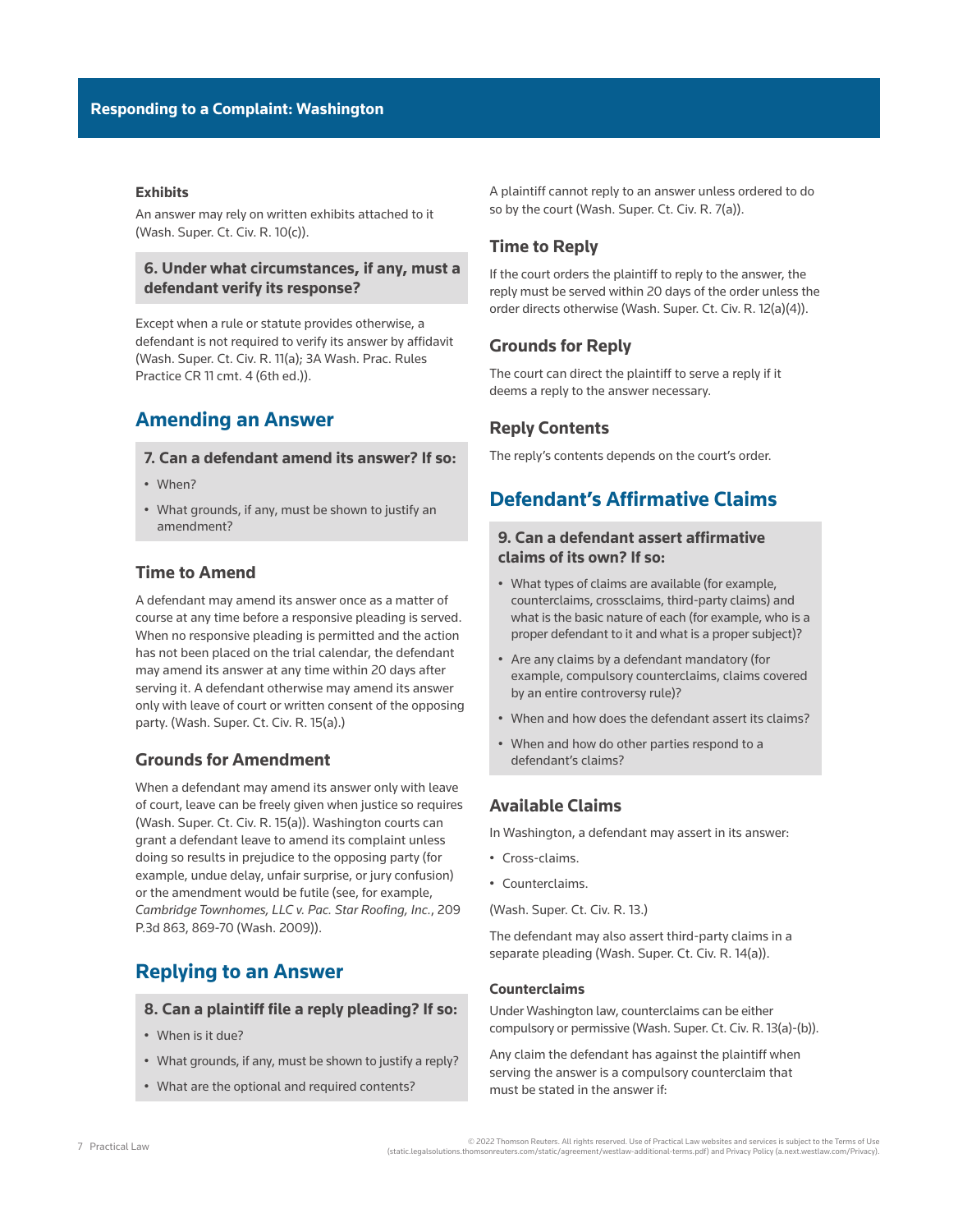#### Exhibits

An answer may rely on written exhibits attached to it (Wash. Super. Ct. Civ. R. 10(c)).

### 6. Under what circumstances, if any, must a defendant verify its response?

Except when a rule or statute provides otherwise, a defendant is not required to verify its answer by affidavit (Wash. Super. Ct. Civ. R. 11(a); 3A Wash. Prac. Rules Practice CR 11 cmt. 4 (6th ed.)).

## Amending an Answer

### 7. Can a defendant amend its answer? If so:

- When?
- What grounds, if any, must be shown to justify an amendment?

### Time to Amend

A defendant may amend its answer once as a matter of course at any time before a responsive pleading is served. When no responsive pleading is permitted and the action has not been placed on the trial calendar, the defendant may amend its answer at any time within 20 days after serving it. A defendant otherwise may amend its answer only with leave of court or written consent of the opposing party. (Wash. Super. Ct. Civ. R. 15(a).)

### Grounds for Amendment

When a defendant may amend its answer only with leave of court, leave can be freely given when justice so requires (Wash. Super. Ct. Civ. R. 15(a)). Washington courts can grant a defendant leave to amend its complaint unless doing so results in prejudice to the opposing party (for example, undue delay, unfair surprise, or jury confusion) or the amendment would be futile (see, for example, *Cambridge Townhomes, LLC v. Pac. Star Roofing, Inc.*, 209 P.3d 863, 869-70 (Wash. 2009)).

## Replying to an Answer

### 8. Can a plaintiff file a reply pleading? If so:

- When is it due?
- What grounds, if any, must be shown to justify a reply?
- What are the optional and required contents?

A plaintiff cannot reply to an answer unless ordered to do so by the court (Wash. Super. Ct. Civ. R. 7(a)).

### Time to Reply

If the court orders the plaintiff to reply to the answer, the reply must be served within 20 days of the order unless the order directs otherwise (Wash. Super. Ct. Civ. R. 12(a)(4)).

### Grounds for Reply

The court can direct the plaintiff to serve a reply if it deems a reply to the answer necessary.

### Reply Contents

The reply's contents depends on the court's order.

## Defendant's Affirmative Claims

### 9. Can a defendant assert affirmative claims of its own? If so:

- What types of claims are available (for example, counterclaims, crossclaims, third-party claims) and what is the basic nature of each (for example, who is a proper defendant to it and what is a proper subject)?
- Are any claims by a defendant mandatory (for example, compulsory counterclaims, claims covered by an entire controversy rule)?
- When and how does the defendant assert its claims?
- When and how do other parties respond to a defendant's claims?

### Available Claims

In Washington, a defendant may assert in its answer:

- Cross-claims.
- Counterclaims.

(Wash. Super. Ct. Civ. R. 13.)

The defendant may also assert third-party claims in a separate pleading (Wash. Super. Ct. Civ. R. 14(a)).

#### Counterclaims

Under Washington law, counterclaims can be either compulsory or permissive (Wash. Super. Ct. Civ. R. 13(a)-(b)).

Any claim the defendant has against the plaintiff when serving the answer is a compulsory counterclaim that must be stated in the answer if: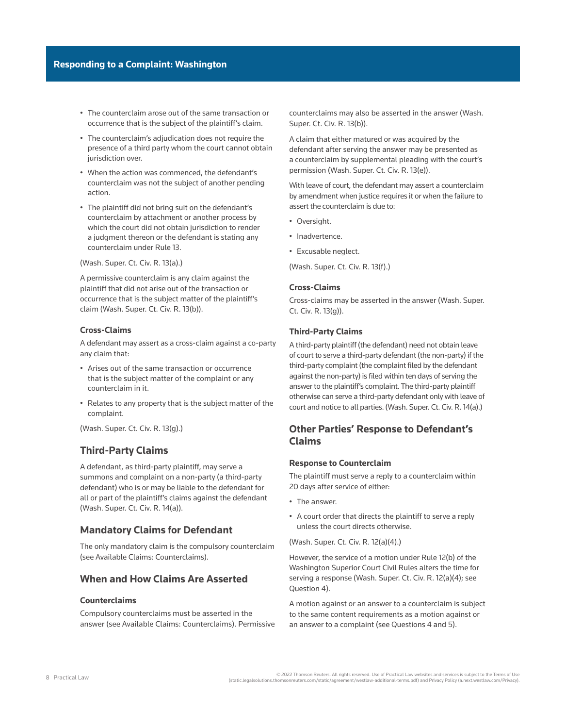- The counterclaim arose out of the same transaction or occurrence that is the subject of the plaintiff's claim.
- The counterclaim's adjudication does not require the presence of a third party whom the court cannot obtain jurisdiction over.
- When the action was commenced, the defendant's counterclaim was not the subject of another pending action.
- The plaintiff did not bring suit on the defendant's counterclaim by attachment or another process by which the court did not obtain jurisdiction to render a judgment thereon or the defendant is stating any counterclaim under Rule 13.

(Wash. Super. Ct. Civ. R. 13(a).)

A permissive counterclaim is any claim against the plaintiff that did not arise out of the transaction or occurrence that is the subject matter of the plaintiff's claim (Wash. Super. Ct. Civ. R. 13(b)).

### Cross-Claims

A defendant may assert as a cross-claim against a co-party any claim that:

- Arises out of the same transaction or occurrence that is the subject matter of the complaint or any counterclaim in it.
- Relates to any property that is the subject matter of the complaint.

(Wash. Super. Ct. Civ. R. 13(g).)

## Third-Party Claims

A defendant, as third-party plaintiff, may serve a summons and complaint on a non-party (a third-party defendant) who is or may be liable to the defendant for all or part of the plaintiff's claims against the defendant (Wash. Super. Ct. Civ. R. 14(a)).

## Mandatory Claims for Defendant

The only mandatory claim is the compulsory counterclaim (see Available Claims: Counterclaims).

## When and How Claims Are Asserted

### Counterclaims

Compulsory counterclaims must be asserted in the answer (see Available Claims: Counterclaims). Permissive counterclaims may also be asserted in the answer (Wash. Super. Ct. Civ. R. 13(b)).

A claim that either matured or was acquired by the defendant after serving the answer may be presented as a counterclaim by supplemental pleading with the court's permission (Wash. Super. Ct. Civ. R. 13(e)).

With leave of court, the defendant may assert a counterclaim by amendment when justice requires it or when the failure to assert the counterclaim is due to:

- Oversight.
- Inadvertence.
- Excusable neglect.

(Wash. Super. Ct. Civ. R. 13(f).)

### Cross-Claims

Cross-claims may be asserted in the answer (Wash. Super. Ct. Civ. R. 13(g)).

### Third-Party Claims

A third-party plaintiff (the defendant) need not obtain leave of court to serve a third-party defendant (the non-party) if the third-party complaint (the complaint filed by the defendant against the non-party) is filed within ten days of serving the answer to the plaintiff's complaint. The third-party plaintiff otherwise can serve a third-party defendant only with leave of court and notice to all parties. (Wash. Super. Ct. Civ. R. 14(a).)

## Other Parties' Response to Defendant's Claims

### Response to Counterclaim

The plaintiff must serve a reply to a counterclaim within 20 days after service of either:

- The answer.
- A court order that directs the plaintiff to serve a reply unless the court directs otherwise.

(Wash. Super. Ct. Civ. R. 12(a)(4).)

However, the service of a motion under Rule 12(b) of the Washington Superior Court Civil Rules alters the time for serving a response (Wash. Super. Ct. Civ. R. 12(a)(4); see Question 4).

A motion against or an answer to a counterclaim is subject to the same content requirements as a motion against or an answer to a complaint (see Questions 4 and 5).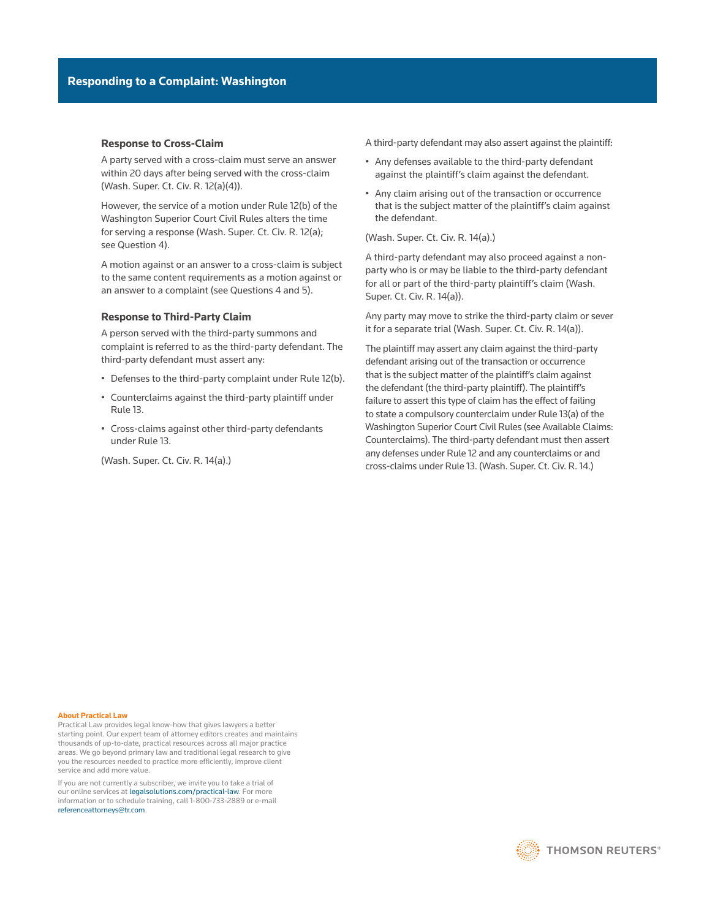### Response to Cross-Claim

A party served with a cross-claim must serve an answer within 20 days after being served with the cross-claim (Wash. Super. Ct. Civ. R. 12(a)(4)).

However, the service of a motion under Rule 12(b) of the Washington Superior Court Civil Rules alters the time for serving a response (Wash. Super. Ct. Civ. R. 12(a); see Question 4).

A motion against or an answer to a cross-claim is subject to the same content requirements as a motion against or an answer to a complaint (see Questions 4 and 5).

### Response to Third-Party Claim

A person served with the third-party summons and complaint is referred to as the third-party defendant. The third-party defendant must assert any:

- Defenses to the third-party complaint under Rule 12(b).
- Counterclaims against the third-party plaintiff under Rule 13.
- Cross-claims against other third-party defendants under Rule 13.

(Wash. Super. Ct. Civ. R. 14(a).)

A third-party defendant may also assert against the plaintiff:

- Any defenses available to the third-party defendant against the plaintiff's claim against the defendant.
- Any claim arising out of the transaction or occurrence that is the subject matter of the plaintiff's claim against the defendant.

(Wash. Super. Ct. Civ. R. 14(a).)

A third-party defendant may also proceed against a non-party who is or may be liable to the third-party defendant for all or part of the third-party plaintiff's claim (Wash. Super. Ct. Civ. R. 14(a)).

Any party may move to strike the third-party claim or sever it for a separate trial (Wash. Super. Ct. Civ. R. 14(a)).

The plaintiff may assert any claim against the third-party defendant arising out of the transaction or occurrence that is the subject matter of the plaintiff's claim against the defendant (the third-party plaintiff). The plaintiff's failure to assert this type of claim has the effect of failing to state a compulsory counterclaim under Rule 13(a) of the Washington Superior Court Civil Rules (see Available Claims: Counterclaims). The third-party defendant must then assert any defenses under Rule 12 and any counterclaims or and cross-claims under Rule 13. (Wash. Super. Ct. Civ. R. 14.)

**About Practical Law**

Practical Law provides legal know-how that gives lawyers a better starting point. Our expert team of attorney editors creates and maintains thousands of up-to-date, practical resources across all major practice areas. We go beyond primary law and traditional legal research to give you the resources needed to practice more efficiently, improve client service and add more value.

If you are not currently a subscriber, we invite you to take a trial of our online services at legalsolutions.com/practical-law. For more information or to schedule training, call 1-800-733-2889 or e-mail referenceattorneys@tr.com.